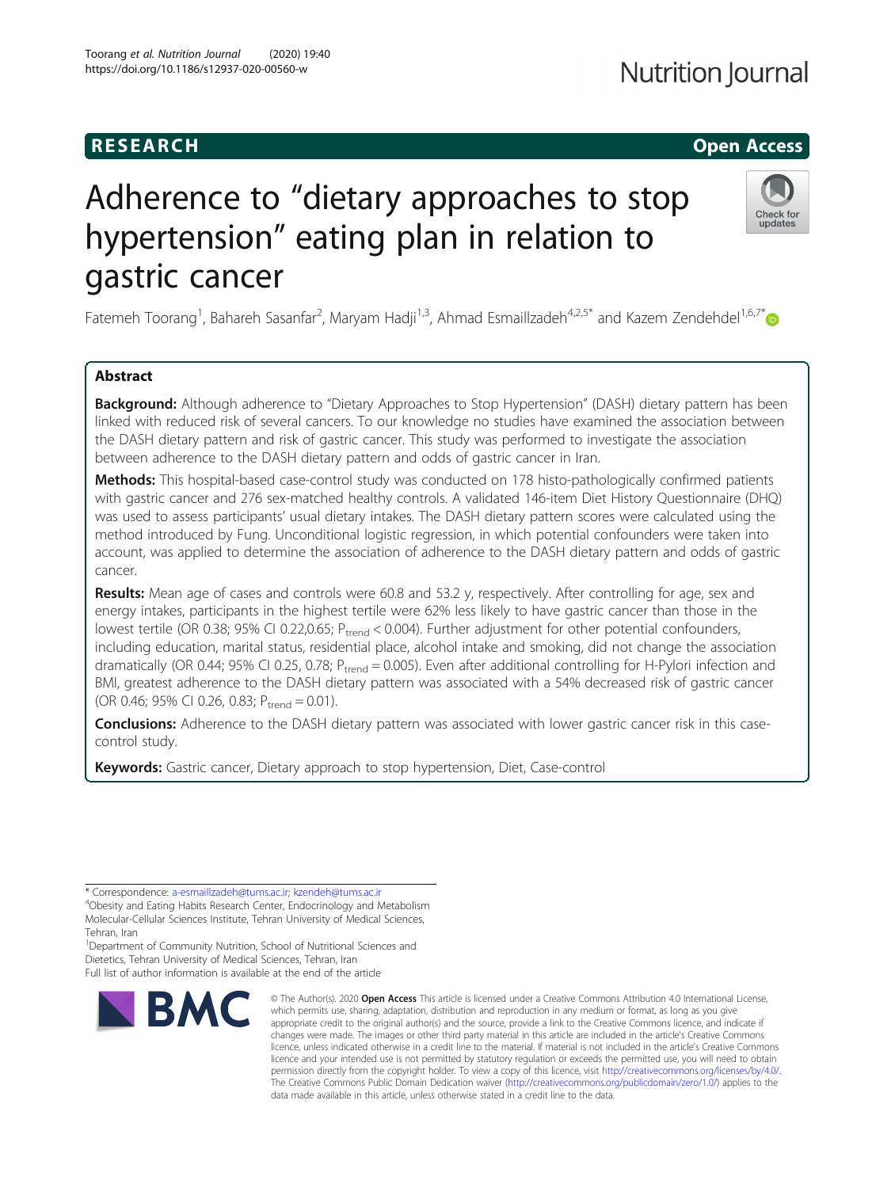RESEARCH

Open Access

# Adherence to "dietary approaches to stop hypertension" eating plan in relation to gastric cancer

Fatemeh Toorang[1], Bahareh Sasanfar[2], Maryam Hadji[1,3], Ahmad Esmaillzadeh[4,2,5*] and Kazem Zendehdel[1,6,7*]

## Abstract

**Background:** Although adherence to "Dietary Approaches to Stop Hypertension" (DASH) dietary pattern has been linked with reduced risk of several cancers. To our knowledge no studies have examined the association between the DASH dietary pattern and risk of gastric cancer. This study was performed to investigate the association between adherence to the DASH dietary pattern and odds of gastric cancer in Iran.

**Methods:** This hospital-based case-control study was conducted on 178 histo-pathologically confirmed patients with gastric cancer and 276 sex-matched healthy controls. A validated 146-item Diet History Questionnaire (DHQ) was used to assess participants' usual dietary intakes. The DASH dietary pattern scores were calculated using the method introduced by Fung. Unconditional logistic regression, in which potential confounders were taken into account, was applied to determine the association of adherence to the DASH dietary pattern and odds of gastric cancer.

**Results:** Mean age of cases and controls were 60.8 and 53.2 y, respectively. After controlling for age, sex and energy intakes, participants in the highest tertile were 62% less likely to have gastric cancer than those in the lowest tertile (OR 0.38; 95% CI 0.22,0.65; $P_{trend} < 0.004$). Further adjustment for other potential confounders, including education, marital status, residential place, alcohol intake and smoking, did not change the association dramatically (OR 0.44; 95% CI 0.25, 0.78; $P_{trend} = 0.005$). Even after additional controlling for H-Pylori infection and BMI, greatest adherence to the DASH dietary pattern was associated with a 54% decreased risk of gastric cancer (OR 0.46; 95% CI 0.26, 0.83; $P_{trend} = 0.01$).

**Conclusions:** Adherence to the DASH dietary pattern was associated with lower gastric cancer risk in this case-control study.

**Keywords:** Gastric cancer, Dietary approach to stop hypertension, Diet, Case-control

---

\* Correspondence: a-esmaillzadeh@tums.ac.ir; kzendeh@tums.ac.ir

[4]Obesity and Eating Habits Research Center, Endocrinology and Metabolism Molecular-Cellular Sciences Institute, Tehran University of Medical Sciences, Tehran, Iran

[1]Department of Community Nutrition, School of Nutritional Sciences and Dietetics, Tehran University of Medical Sciences, Tehran, Iran

Full list of author information is available at the end of the article

© The Author(s). 2020 **Open Access** This article is licensed under a Creative Commons Attribution 4.0 International License, which permits use, sharing, adaptation, distribution and reproduction in any medium or format, as long as you give appropriate credit to the original author(s) and the source, provide a link to the Creative Commons licence, and indicate if changes were made. The images or other third party material in this article are included in the article's Creative Commons licence, unless indicated otherwise in a credit line to the material. If material is not included in the article's Creative Commons licence and your intended use is not permitted by statutory regulation or exceeds the permitted use, you will need to obtain permission directly from the copyright holder. To view a copy of this licence, visit http://creativecommons.org/licenses/by/4.0/. The Creative Commons Public Domain Dedication waiver (http://creativecommons.org/publicdomain/zero/1.0/) applies to the data made available in this article, unless otherwise stated in a credit line to the data.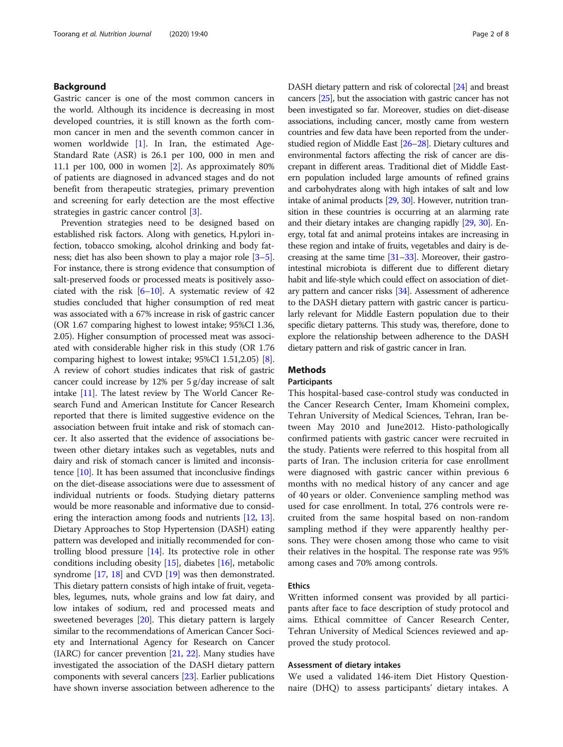## Background

Gastric cancer is one of the most common cancers in the world. Although its incidence is decreasing in most developed countries, it is still known as the forth common cancer in men and the seventh common cancer in women worldwide [1]. In Iran, the estimated Age-Standard Rate (ASR) is 26.1 per 100, 000 in men and 11.1 per 100, 000 in women [2]. As approximately 80% of patients are diagnosed in advanced stages and do not benefit from therapeutic strategies, primary prevention and screening for early detection are the most effective strategies in gastric cancer control [3].

Prevention strategies need to be designed based on established risk factors. Along with genetics, H.pylori infection, tobacco smoking, alcohol drinking and body fatness; diet has also been shown to play a major role [3–5]. For instance, there is strong evidence that consumption of salt-preserved foods or processed meats is positively associated with the risk [6–10]. A systematic review of 42 studies concluded that higher consumption of red meat was associated with a 67% increase in risk of gastric cancer (OR 1.67 comparing highest to lowest intake; 95%CI 1.36, 2.05). Higher consumption of processed meat was associated with considerable higher risk in this study (OR 1.76 comparing highest to lowest intake; 95%CI 1.51,2.05) [8]. A review of cohort studies indicates that risk of gastric cancer could increase by 12% per 5 g/day increase of salt intake [11]. The latest review by The World Cancer Research Fund and American Institute for Cancer Research reported that there is limited suggestive evidence on the association between fruit intake and risk of stomach cancer. It also asserted that the evidence of associations between other dietary intakes such as vegetables, nuts and dairy and risk of stomach cancer is limited and inconsistence [10]. It has been assumed that inconclusive findings on the diet-disease associations were due to assessment of individual nutrients or foods. Studying dietary patterns would be more reasonable and informative due to considering the interaction among foods and nutrients [12, 13]. Dietary Approaches to Stop Hypertension (DASH) eating pattern was developed and initially recommended for controlling blood pressure [14]. Its protective role in other conditions including obesity [15], diabetes [16], metabolic syndrome [17, 18] and CVD [19] was then demonstrated. This dietary pattern consists of high intake of fruit, vegetables, legumes, nuts, whole grains and low fat dairy, and low intakes of sodium, red and processed meats and sweetened beverages [20]. This dietary pattern is largely similar to the recommendations of American Cancer Society and International Agency for Research on Cancer (IARC) for cancer prevention [21, 22]. Many studies have investigated the association of the DASH dietary pattern components with several cancers [23]. Earlier publications have shown inverse association between adherence to the DASH dietary pattern and risk of colorectal [24] and breast cancers [25], but the association with gastric cancer has not been investigated so far. Moreover, studies on diet-disease associations, including cancer, mostly came from western countries and few data have been reported from the under-studied region of Middle East [26–28]. Dietary cultures and environmental factors affecting the risk of cancer are discrepant in different areas. Traditional diet of Middle Eastern population included large amounts of refined grains and carbohydrates along with high intakes of salt and low intake of animal products [29, 30]. However, nutrition transition in these countries is occurring at an alarming rate and their dietary intakes are changing rapidly [29, 30]. Energy, total fat and animal proteins intakes are increasing in these region and intake of fruits, vegetables and dairy is decreasing at the same time [31–33]. Moreover, their gastrointestinal microbiota is different due to different dietary habit and life-style which could effect on association of dietary pattern and cancer risks [34]. Assessment of adherence to the DASH dietary pattern with gastric cancer is particularly relevant for Middle Eastern population due to their specific dietary patterns. This study was, therefore, done to explore the relationship between adherence to the DASH dietary pattern and risk of gastric cancer in Iran.

## Methods

### Participants

This hospital-based case-control study was conducted in the Cancer Research Center, Imam Khomeini complex, Tehran University of Medical Sciences, Tehran, Iran between May 2010 and June2012. Histo-pathologically confirmed patients with gastric cancer were recruited in the study. Patients were referred to this hospital from all parts of Iran. The inclusion criteria for case enrollment were diagnosed with gastric cancer within previous 6 months with no medical history of any cancer and age of 40 years or older. Convenience sampling method was used for case enrollment. In total, 276 controls were recruited from the same hospital based on non-random sampling method if they were apparently healthy persons. They were chosen among those who came to visit their relatives in the hospital. The response rate was 95% among cases and 70% among controls.

### Ethics

Written informed consent was provided by all participants after face to face description of study protocol and aims. Ethical committee of Cancer Research Center, Tehran University of Medical Sciences reviewed and approved the study protocol.

### Assessment of dietary intakes

We used a validated 146-item Diet History Questionnaire (DHQ) to assess participants' dietary intakes. A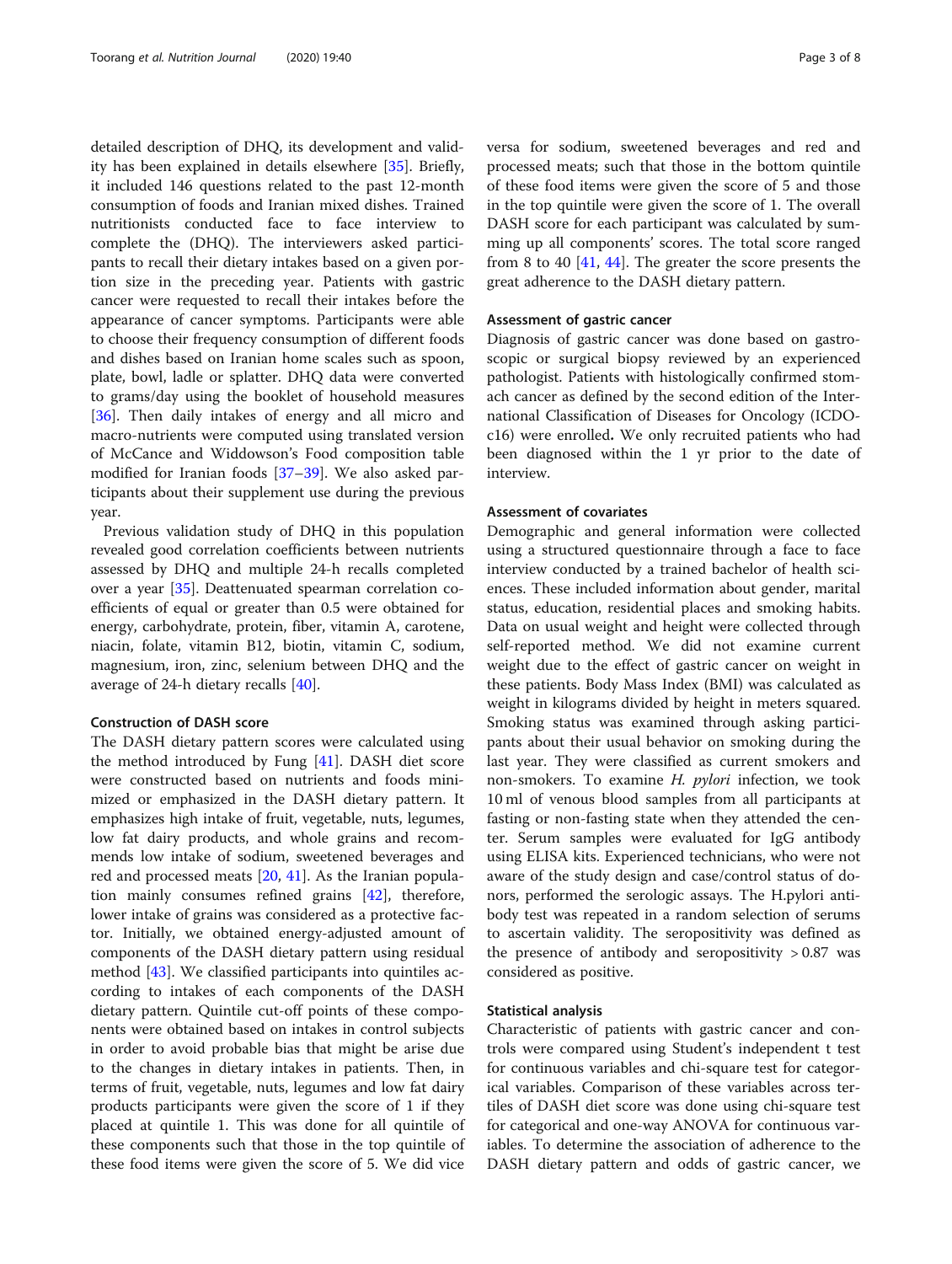detailed description of DHQ, its development and validity has been explained in details elsewhere [35]. Briefly, it included 146 questions related to the past 12-month consumption of foods and Iranian mixed dishes. Trained nutritionists conducted face to face interview to complete the (DHQ). The interviewers asked participants to recall their dietary intakes based on a given portion size in the preceding year. Patients with gastric cancer were requested to recall their intakes before the appearance of cancer symptoms. Participants were able to choose their frequency consumption of different foods and dishes based on Iranian home scales such as spoon, plate, bowl, ladle or splatter. DHQ data were converted to grams/day using the booklet of household measures [36]. Then daily intakes of energy and all micro and macro-nutrients were computed using translated version of McCance and Widdowson's Food composition table modified for Iranian foods [37–39]. We also asked participants about their supplement use during the previous year.

Previous validation study of DHQ in this population revealed good correlation coefficients between nutrients assessed by DHQ and multiple 24-h recalls completed over a year [35]. Deattenuated spearman correlation coefficients of equal or greater than 0.5 were obtained for energy, carbohydrate, protein, fiber, vitamin A, carotene, niacin, folate, vitamin B12, biotin, vitamin C, sodium, magnesium, iron, zinc, selenium between DHQ and the average of 24-h dietary recalls [40].

### Construction of DASH score

The DASH dietary pattern scores were calculated using the method introduced by Fung [41]. DASH diet score were constructed based on nutrients and foods minimized or emphasized in the DASH dietary pattern. It emphasizes high intake of fruit, vegetable, nuts, legumes, low fat dairy products, and whole grains and recommends low intake of sodium, sweetened beverages and red and processed meats [20, 41]. As the Iranian population mainly consumes refined grains [42], therefore, lower intake of grains was considered as a protective factor. Initially, we obtained energy-adjusted amount of components of the DASH dietary pattern using residual method [43]. We classified participants into quintiles according to intakes of each components of the DASH dietary pattern. Quintile cut-off points of these components were obtained based on intakes in control subjects in order to avoid probable bias that might be arise due to the changes in dietary intakes in patients. Then, in terms of fruit, vegetable, nuts, legumes and low fat dairy products participants were given the score of 1 if they placed at quintile 1. This was done for all quintile of these components such that those in the top quintile of these food items were given the score of 5. We did vice versa for sodium, sweetened beverages and red and processed meats; such that those in the bottom quintile of these food items were given the score of 5 and those in the top quintile were given the score of 1. The overall DASH score for each participant was calculated by summing up all components' scores. The total score ranged from 8 to 40 [41, 44]. The greater the score presents the great adherence to the DASH dietary pattern.

### Assessment of gastric cancer

Diagnosis of gastric cancer was done based on gastroscopic or surgical biopsy reviewed by an experienced pathologist. Patients with histologically confirmed stomach cancer as defined by the second edition of the International Classification of Diseases for Oncology (ICDO-c16) were enrolled**.** We only recruited patients who had been diagnosed within the 1 yr prior to the date of interview.

### Assessment of covariates

Demographic and general information were collected using a structured questionnaire through a face to face interview conducted by a trained bachelor of health sciences. These included information about gender, marital status, education, residential places and smoking habits. Data on usual weight and height were collected through self-reported method. We did not examine current weight due to the effect of gastric cancer on weight in these patients. Body Mass Index (BMI) was calculated as weight in kilograms divided by height in meters squared. Smoking status was examined through asking participants about their usual behavior on smoking during the last year. They were classified as current smokers and non-smokers. To examine *H. pylori* infection, we took 10 ml of venous blood samples from all participants at fasting or non-fasting state when they attended the center. Serum samples were evaluated for IgG antibody using ELISA kits. Experienced technicians, who were not aware of the study design and case/control status of donors, performed the serologic assays. The H.pylori antibody test was repeated in a random selection of serums to ascertain validity. The seropositivity was defined as the presence of antibody and seropositivity $> 0.87$ was considered as positive.

### Statistical analysis

Characteristic of patients with gastric cancer and controls were compared using Student's independent t test for continuous variables and chi-square test for categorical variables. Comparison of these variables across tertiles of DASH diet score was done using chi-square test for categorical and one-way ANOVA for continuous variables. To determine the association of adherence to the DASH dietary pattern and odds of gastric cancer, we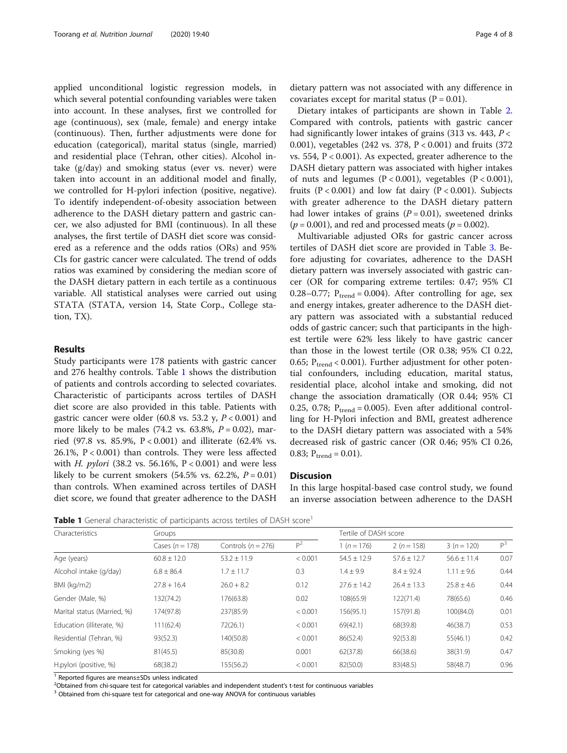applied unconditional logistic regression models, in which several potential confounding variables were taken into account. In these analyses, first we controlled for age (continuous), sex (male, female) and energy intake (continuous). Then, further adjustments were done for education (categorical), marital status (single, married) and residential place (Tehran, other cities). Alcohol intake (g/day) and smoking status (ever vs. never) were taken into account in an additional model and finally, we controlled for H-pylori infection (positive, negative). To identify independent-of-obesity association between adherence to the DASH dietary pattern and gastric cancer, we also adjusted for BMI (continuous). In all these analyses, the first tertile of DASH diet score was considered as a reference and the odds ratios (ORs) and 95% CIs for gastric cancer were calculated. The trend of odds ratios was examined by considering the median score of the DASH dietary pattern in each tertile as a continuous variable. All statistical analyses were carried out using STATA (STATA, version 14, State Corp., College station, TX).

## Results

Study participants were 178 patients with gastric cancer and 276 healthy controls. Table 1 shows the distribution of patients and controls according to selected covariates. Characteristic of participants across tertiles of DASH diet score are also provided in this table. Patients with gastric cancer were older (60.8 vs. 53.2 y, $P < 0.001$) and more likely to be males (74.2 vs. 63.8%, $P = 0.02$), married (97.8 vs. 85.9%, $P < 0.001$) and illiterate (62.4% vs. 26.1%, $P < 0.001$) than controls. They were less affected with *H. pylori* (38.2 vs. 56.16%, $P < 0.001$) and were less likely to be current smokers (54.5% vs. 62.2%, $P = 0.01$) than controls. When examined across tertiles of DASH diet score, we found that greater adherence to the DASH dietary pattern was not associated with any difference in covariates except for marital status ($P = 0.01$).

Dietary intakes of participants are shown in Table 2. Compared with controls, patients with gastric cancer had significantly lower intakes of grains (313 vs. 443, $P < 0.001$), vegetables (242 vs. 378, $P < 0.001$) and fruits (372 vs. 554, $P < 0.001$) than controls. As expected, greater adherence to the DASH dietary pattern was associated with higher intakes of nuts and legumes ($P < 0.001$), vegetables ($P < 0.001$), fruits ($P < 0.001$) and low fat dairy ($P < 0.001$). Subjects with greater adherence to the DASH dietary pattern had lower intakes of grains ($P = 0.01$), sweetened drinks ($p = 0.001$), and red and processed meats ($p = 0.002$).

Multivariable adjusted ORs for gastric cancer across tertiles of DASH diet score are provided in Table 3. Before adjusting for covariates, adherence to the DASH dietary pattern was inversely associated with gastric cancer (OR for comparing extreme tertiles: 0.47; 95% CI 0.28–0.77; $P_{trend} = 0.004$). After controlling for age, sex and energy intakes, greater adherence to the DASH dietary pattern was associated with a substantial reduced odds of gastric cancer; such that participants in the highest tertile were 62% less likely to have gastric cancer than those in the lowest tertile (OR 0.38; 95% CI 0.22, 0.65; $P_{trend} < 0.001$). Further adjustment for other potential confounders, including education, marital status, residential place, alcohol intake and smoking, did not change the association dramatically (OR 0.44; 95% CI 0.25, 0.78; $P_{trend} = 0.005$). Even after additional controlling for H-Pylori infection and BMI, greatest adherence to the DASH dietary pattern was associated with a 54% decreased risk of gastric cancer (OR 0.46; 95% CI 0.26, 0.83; $P_{trend} = 0.01$).

## Discusion

In this large hospital-based case control study, we found an inverse association between adherence to the DASH

**Table 1** General characteristic of participants across tertiles of DASH score[1]

| Characteristics | Groups | | | Tertile of DASH score | | | |
|---|---|---|---|---|---|---|---|
| | Cases ($n = 178$) | Controls ($n = 276$) | P[2] | 1 ($n = 176$) | 2 ($n = 158$) | 3 ($n = 120$) | P[3] |
| Age (years) | 60.8 ± 12.0 | 53.2 ± 11.9 | < 0.001 | 54.5 ± 12.9 | 57.6 ± 12.7 | 56.6 ± 11.4 | 0.07 |
| Alcohol intake (g/day) | 6.8 ± 86.4 | 1.7 ± 11.7 | 0.3 | 1.4 ± 9.9 | 8.4 ± 92.4 | 1.11 ± 9.6 | 0.44 |
| BMI (kg/m2) | 27.8 + 16.4 | 26.0 + 8.2 | 0.12 | 27.6 ± 14.2 | 26.4 ± 13.3 | 25.8 ± 4.6 | 0.44 |
| Gender (Male, %) | 132(74.2) | 176(63.8) | 0.02 | 108(65.9) | 122(71.4) | 78(65.6) | 0.46 |
| Marital status (Married, %) | 174(97.8) | 237(85.9) | < 0.001 | 156(95.1) | 157(91.8) | 100(84.0) | 0.01 |
| Education (illiterate, %) | 111(62.4) | 72(26.1) | < 0.001 | 69(42.1) | 68(39.8) | 46(38.7) | 0.53 |
| Residential (Tehran, %) | 93(52.3) | 140(50.8) | < 0.001 | 86(52.4) | 92(53.8) | 55(46.1) | 0.42 |
| Smoking (yes %) | 81(45.5) | 85(30.8) | 0.001 | 62(37.8) | 66(38.6) | 38(31.9) | 0.47 |
| H.pylori (positive, %) | 68(38.2) | 155(56.2) | < 0.001 | 82(50.0) | 83(48.5) | 58(48.7) | 0.96 |

[1] Reported figures are means±SDs unless indicated

[2] Obtained from chi-square test for categorical variables and independent student's t-test for continuous variables

[3] Obtained from chi-square test for categorical and one-way ANOVA for continuous variables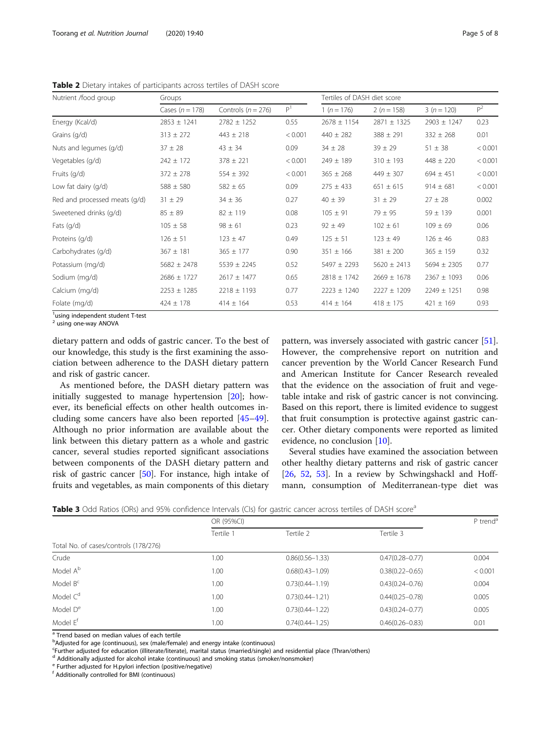**Table 2** Dietary intakes of participants across tertiles of DASH score

| Nutrient /food group | Groups | | | Tertiles of DASH diet score | | | |
|---|---|---|---|---|---|---|---|
| | Cases (n = 178) | Controls (n = 276) | P[1] | 1 (n = 176) | 2 (n = 158) | 3 (n = 120) | P[2] |
| Energy (Kcal/d) | 2853 ± 1241 | 2782 ± 1252 | 0.55 | 2678 ± 1154 | 2871 ± 1325 | 2903 ± 1247 | 0.23 |
| Grains (g/d) | 313 ± 272 | 443 ± 218 | < 0.001 | 440 ± 282 | 388 ± 291 | 332 ± 268 | 0.01 |
| Nuts and legumes (g/d) | 37 ± 28 | 43 ± 34 | 0.09 | 34 ± 28 | 39 ± 29 | 51 ± 38 | < 0.001 |
| Vegetables (g/d) | 242 ± 172 | 378 ± 221 | < 0.001 | 249 ± 189 | 310 ± 193 | 448 ± 220 | < 0.001 |
| Fruits (g/d) | 372 ± 278 | 554 ± 392 | < 0.001 | 365 ± 268 | 449 ± 307 | 694 ± 451 | < 0.001 |
| Low fat dairy (g/d) | 588 ± 580 | 582 ± 65 | 0.09 | 275 ± 433 | 651 ± 615 | 914 ± 681 | < 0.001 |
| Red and processed meats (g/d) | 31 ± 29 | 34 ± 36 | 0.27 | 40 ± 39 | 31 ± 29 | 27 ± 28 | 0.002 |
| Sweetened drinks (g/d) | 85 ± 89 | 82 ± 119 | 0.08 | 105 ± 91 | 79 ± 95 | 59 ± 139 | 0.001 |
| Fats (g/d) | 105 ± 58 | 98 ± 61 | 0.23 | 92 ± 49 | 102 ± 61 | 109 ± 69 | 0.06 |
| Proteins (g/d) | 126 ± 51 | 123 ± 47 | 0.49 | 125 ± 51 | 123 ± 49 | 126 ± 46 | 0.83 |
| Carbohydrates (g/d) | 367 ± 181 | 365 ± 177 | 0.90 | 351 ± 166 | 381 ± 200 | 365 ± 159 | 0.32 |
| Potassium (mg/d) | 5682 ± 2478 | 5539 ± 2245 | 0.52 | 5497 ± 2293 | 5620 ± 2413 | 5694 ± 2305 | 0.77 |
| Sodium (mg/d) | 2686 ± 1727 | 2617 ± 1477 | 0.65 | 2818 ± 1742 | 2669 ± 1678 | 2367 ± 1093 | 0.06 |
| Calcium (mg/d) | 2253 ± 1285 | 2218 ± 1193 | 0.77 | 2223 ± 1240 | 2227 ± 1209 | 2249 ± 1251 | 0.98 |
| Folate (mg/d) | 424 ± 178 | 414 ± 164 | 0.53 | 414 ± 164 | 418 ± 175 | 421 ± 169 | 0.93 |

[1]using independent student T-test
[2] using one-way ANOVA

dietary pattern and odds of gastric cancer. To the best of our knowledge, this study is the first examining the association between adherence to the DASH dietary pattern and risk of gastric cancer.

As mentioned before, the DASH dietary pattern was initially suggested to manage hypertension [20]; however, its beneficial effects on other health outcomes including some cancers have also been reported [45–49]. Although no prior information are available about the link between this dietary pattern as a whole and gastric cancer, several studies reported significant associations between components of the DASH dietary pattern and risk of gastric cancer [50]. For instance, high intake of fruits and vegetables, as main components of this dietary pattern, was inversely associated with gastric cancer [51]. However, the comprehensive report on nutrition and cancer prevention by the World Cancer Research Fund and American Institute for Cancer Research revealed that the evidence on the association of fruit and vegetable intake and risk of gastric cancer is not convincing. Based on this report, there is limited evidence to suggest that fruit consumption is protective against gastric cancer. Other dietary components were reported as limited evidence, no conclusion [10].

Several studies have examined the association between other healthy dietary patterns and risk of gastric cancer [26, 52, 53]. In a review by Schwingshackl and Hoffmann, consumption of Mediterranean-type diet was

**Table 3** Odd Ratios (ORs) and 95% confidence Intervals (CIs) for gastric cancer across tertiles of DASH score[a]

| | OR (95%CI) | | | P trend[a] |
|---|---|---|---|---|
| | Tertile 1 | Tertile 2 | Tertile 3 | |
| Total No. of cases/controls (178/276) | | | | |
| Crude | 1.00 | 0.86(0.56–1.33) | 0.47(0.28–0.77) | 0.004 |
| Model A[b] | 1.00 | 0.68(0.43–1.09) | 0.38(0.22–0.65) | < 0.001 |
| Model B[c] | 1.00 | 0.73(0.44–1.19) | 0.43(0.24–0.76) | 0.004 |
| Model C[d] | 1.00 | 0.73(0.44–1.21) | 0.44(0.25–0.78) | 0.005 |
| Model D[e] | 1.00 | 0.73(0.44–1.22) | 0.43(0.24–0.77) | 0.005 |
| Model E[f] | 1.00 | 0.74(0.44–1.25) | 0.46(0.26–0.83) | 0.01 |

[a] Trend based on median values of each tertile
[b]Adjusted for age (continuous), sex (male/female) and energy intake (continuous)
[c]Further adjusted for education (illiterate/literate), marital status (married/single) and residential place (Thran/others)
[d] Additionally adjusted for alcohol intake (continuous) and smoking status (smoker/nonsmoker)
[e] Further adjusted for H.pylori infection (positive/negative)
[f] Additionally controlled for BMI (continuous)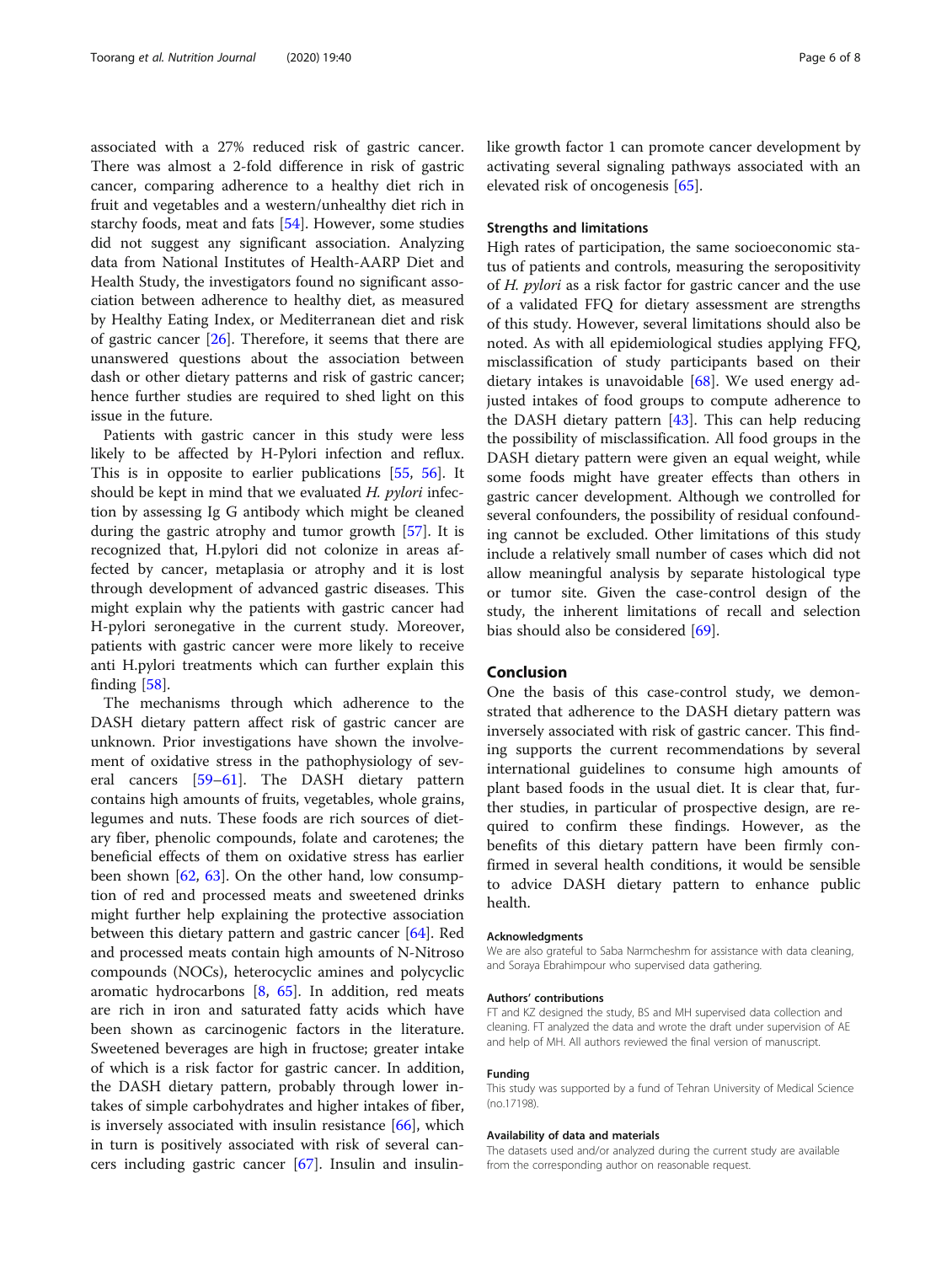associated with a 27% reduced risk of gastric cancer. There was almost a 2-fold difference in risk of gastric cancer, comparing adherence to a healthy diet rich in fruit and vegetables and a western/unhealthy diet rich in starchy foods, meat and fats [54]. However, some studies did not suggest any significant association. Analyzing data from National Institutes of Health-AARP Diet and Health Study, the investigators found no significant association between adherence to healthy diet, as measured by Healthy Eating Index, or Mediterranean diet and risk of gastric cancer [26]. Therefore, it seems that there are unanswered questions about the association between dash or other dietary patterns and risk of gastric cancer; hence further studies are required to shed light on this issue in the future.

Patients with gastric cancer in this study were less likely to be affected by H-Pylori infection and reflux. This is in opposite to earlier publications [55, 56]. It should be kept in mind that we evaluated *H. pylori* infection by assessing Ig G antibody which might be cleaned during the gastric atrophy and tumor growth [57]. It is recognized that, H.pylori did not colonize in areas affected by cancer, metaplasia or atrophy and it is lost through development of advanced gastric diseases. This might explain why the patients with gastric cancer had H-pylori seronegative in the current study. Moreover, patients with gastric cancer were more likely to receive anti H.pylori treatments which can further explain this finding [58].

The mechanisms through which adherence to the DASH dietary pattern affect risk of gastric cancer are unknown. Prior investigations have shown the involvement of oxidative stress in the pathophysiology of several cancers [59–61]. The DASH dietary pattern contains high amounts of fruits, vegetables, whole grains, legumes and nuts. These foods are rich sources of dietary fiber, phenolic compounds, folate and carotenes; the beneficial effects of them on oxidative stress has earlier been shown [62, 63]. On the other hand, low consumption of red and processed meats and sweetened drinks might further help explaining the protective association between this dietary pattern and gastric cancer [64]. Red and processed meats contain high amounts of N-Nitroso compounds (NOCs), heterocyclic amines and polycyclic aromatic hydrocarbons [8, 65]. In addition, red meats are rich in iron and saturated fatty acids which have been shown as carcinogenic factors in the literature. Sweetened beverages are high in fructose; greater intake of which is a risk factor for gastric cancer. In addition, the DASH dietary pattern, probably through lower intakes of simple carbohydrates and higher intakes of fiber, is inversely associated with insulin resistance [66], which in turn is positively associated with risk of several cancers including gastric cancer [67]. Insulin and insulin-like growth factor 1 can promote cancer development by activating several signaling pathways associated with an elevated risk of oncogenesis [65].

### Strengths and limitations

High rates of participation, the same socioeconomic status of patients and controls, measuring the seropositivity of *H. pylori* as a risk factor for gastric cancer and the use of a validated FFQ for dietary assessment are strengths of this study. However, several limitations should also be noted. As with all epidemiological studies applying FFQ, misclassification of study participants based on their dietary intakes is unavoidable [68]. We used energy adjusted intakes of food groups to compute adherence to the DASH dietary pattern [43]. This can help reducing the possibility of misclassification. All food groups in the DASH dietary pattern were given an equal weight, while some foods might have greater effects than others in gastric cancer development. Although we controlled for several confounders, the possibility of residual confounding cannot be excluded. Other limitations of this study include a relatively small number of cases which did not allow meaningful analysis by separate histological type or tumor site. Given the case-control design of the study, the inherent limitations of recall and selection bias should also be considered [69].

## Conclusion

One the basis of this case-control study, we demonstrated that adherence to the DASH dietary pattern was inversely associated with risk of gastric cancer. This finding supports the current recommendations by several international guidelines to consume high amounts of plant based foods in the usual diet. It is clear that, further studies, in particular of prospective design, are required to confirm these findings. However, as the benefits of this dietary pattern have been firmly confirmed in several health conditions, it would be sensible to advice DASH dietary pattern to enhance public health.

#### Acknowledgments

We are also grateful to Saba Narmcheshm for assistance with data cleaning, and Soraya Ebrahimpour who supervised data gathering.

#### Authors' contributions

FT and KZ designed the study, BS and MH supervised data collection and cleaning. FT analyzed the data and wrote the draft under supervision of AE and help of MH. All authors reviewed the final version of manuscript.

#### Funding

This study was supported by a fund of Tehran University of Medical Science (no.17198).

#### Availability of data and materials

The datasets used and/or analyzed during the current study are available from the corresponding author on reasonable request.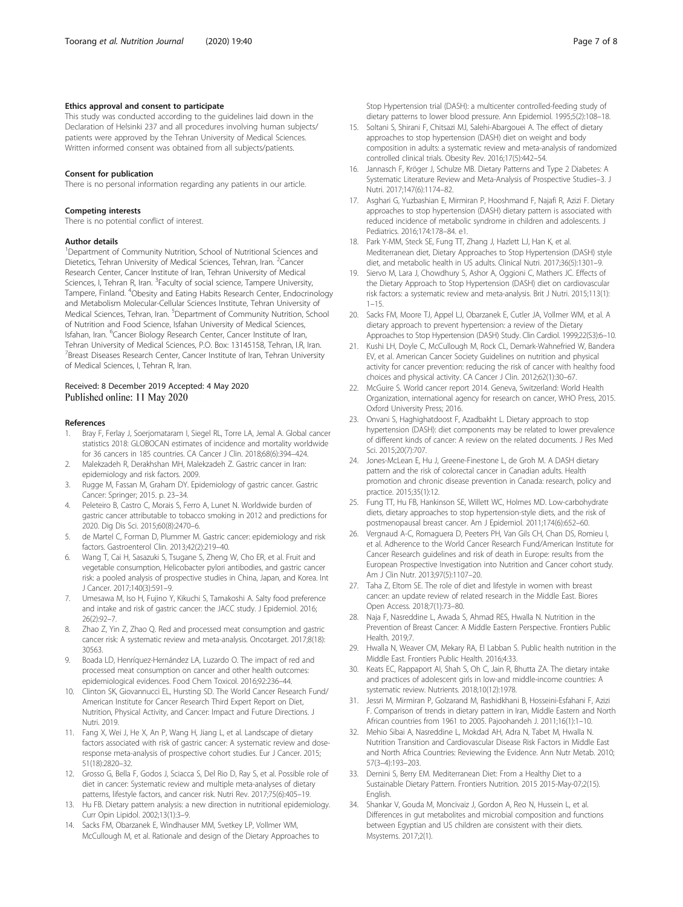### Ethics approval and consent to participate

This study was conducted according to the guidelines laid down in the Declaration of Helsinki 237 and all procedures involving human subjects/ patients were approved by the Tehran University of Medical Sciences. Written informed consent was obtained from all subjects/patients.

### Consent for publication

There is no personal information regarding any patients in our article.

### Competing interests

There is no potential conflict of interest.

### Author details

[1]Department of Community Nutrition, School of Nutritional Sciences and Dietetics, Tehran University of Medical Sciences, Tehran, Iran. [2]Cancer Research Center, Cancer Institute of Iran, Tehran University of Medical Sciences, I, Tehran R, Iran. [3]Faculty of social science, Tampere University, Tampere, Finland. [4]Obesity and Eating Habits Research Center, Endocrinology and Metabolism Molecular-Cellular Sciences Institute, Tehran University of Medical Sciences, Tehran, Iran. [5]Department of Community Nutrition, School of Nutrition and Food Science, Isfahan University of Medical Sciences, Isfahan, Iran. [6]Cancer Biology Research Center, Cancer Institute of Iran, Tehran University of Medical Sciences, P.O. Box: 13145158, Tehran, I.R, Iran. [7]Breast Diseases Research Center, Cancer Institute of Iran, Tehran University of Medical Sciences, I, Tehran R, Iran.

Received: 8 December 2019 Accepted: 4 May 2020
Published online: 11 May 2020

### References

1. Bray F, Ferlay J, Soerjomataram I, Siegel RL, Torre LA, Jemal A. Global cancer statistics 2018: GLOBOCAN estimates of incidence and mortality worldwide for 36 cancers in 185 countries. CA Cancer J Clin. 2018;68(6):394–424.
2. Malekzadeh R, Derakhshan MH, Malekzadeh Z. Gastric cancer in Iran: epidemiology and risk factors. 2009.
3. Rugge M, Fassan M, Graham DY. Epidemiology of gastric cancer. Gastric Cancer: Springer; 2015. p. 23–34.
4. Peleteiro B, Castro C, Morais S, Ferro A, Lunet N. Worldwide burden of gastric cancer attributable to tobacco smoking in 2012 and predictions for 2020. Dig Dis Sci. 2015;60(8):2470–6.
5. de Martel C, Forman D, Plummer M. Gastric cancer: epidemiology and risk factors. Gastroenterol Clin. 2013;42(2):219–40.
6. Wang T, Cai H, Sasazuki S, Tsugane S, Zheng W, Cho ER, et al. Fruit and vegetable consumption, Helicobacter pylori antibodies, and gastric cancer risk: a pooled analysis of prospective studies in China, Japan, and Korea. Int J Cancer. 2017;140(3):591–9.
7. Umesawa M, Iso H, Fujino Y, Kikuchi S, Tamakoshi A. Salty food preference and intake and risk of gastric cancer: the JACC study. J Epidemiol. 2016; 26(2):92–7.
8. Zhao Z, Yin Z, Zhao Q. Red and processed meat consumption and gastric cancer risk: A systematic review and meta-analysis. Oncotarget. 2017;8(18): 30563.
9. Boada LD, Henríquez-Hernández LA, Luzardo O. The impact of red and processed meat consumption on cancer and other health outcomes: epidemiological evidences. Food Chem Toxicol. 2016;92:236–44.
10. Clinton SK, Giovannucci EL, Hursting SD. The World Cancer Research Fund/ American Institute for Cancer Research Third Expert Report on Diet, Nutrition, Physical Activity, and Cancer: Impact and Future Directions. J Nutri. 2019.
11. Fang X, Wei J, He X, An P, Wang H, Jiang L, et al. Landscape of dietary factors associated with risk of gastric cancer: A systematic review and dose-response meta-analysis of prospective cohort studies. Eur J Cancer. 2015; 51(18):2820–32.
12. Grosso G, Bella F, Godos J, Sciacca S, Del Rio D, Ray S, et al. Possible role of diet in cancer: Systematic review and multiple meta-analyses of dietary patterns, lifestyle factors, and cancer risk. Nutri Rev. 2017;75(6):405–19.
13. Hu FB. Dietary pattern analysis: a new direction in nutritional epidemiology. Curr Opin Lipidol. 2002;13(1):3–9.
14. Sacks FM, Obarzanek E, Windhauser MM, Svetkey LP, Vollmer WM, McCullough M, et al. Rationale and design of the Dietary Approaches to Stop Hypertension trial (DASH): a multicenter controlled-feeding study of dietary patterns to lower blood pressure. Ann Epidemiol. 1995;5(2):108–18.
15. Soltani S, Shirani F, Chitsazi MJ, Salehi-Abargouei A. The effect of dietary approaches to stop hypertension (DASH) diet on weight and body composition in adults: a systematic review and meta-analysis of randomized controlled clinical trials. Obesity Rev. 2016;17(5):442–54.
16. Jannasch F, Kröger J, Schulze MB. Dietary Patterns and Type 2 Diabetes: A Systematic Literature Review and Meta-Analysis of Prospective Studies–3. J Nutri. 2017;147(6):1174–82.
17. Asghari G, Yuzbashian E, Mirmiran P, Hooshmand F, Najafi R, Azizi F. Dietary approaches to stop hypertension (DASH) dietary pattern is associated with reduced incidence of metabolic syndrome in children and adolescents. J Pediatrics. 2016;174:178–84. e1.
18. Park Y-MM, Steck SE, Fung TT, Zhang J, Hazlett LJ, Han K, et al. Mediterranean diet, Dietary Approaches to Stop Hypertension (DASH) style diet, and metabolic health in US adults. Clinical Nutri. 2017;36(5):1301–9.
19. Siervo M, Lara J, Chowdhury S, Ashor A, Oggioni C, Mathers JC. Effects of the Dietary Approach to Stop Hypertension (DASH) diet on cardiovascular risk factors: a systematic review and meta-analysis. Brit J Nutri. 2015;113(1): 1–15.
20. Sacks FM, Moore TJ, Appel LJ, Obarzanek E, Cutler JA, Vollmer WM, et al. A dietary approach to prevent hypertension: a review of the Dietary Approaches to Stop Hypertension (DASH) Study. Clin Cardiol. 1999;22(S3):6–10.
21. Kushi LH, Doyle C, McCullough M, Rock CL, Demark-Wahnefried W, Bandera EV, et al. American Cancer Society Guidelines on nutrition and physical activity for cancer prevention: reducing the risk of cancer with healthy food choices and physical activity. CA Cancer J Clin. 2012;62(1):30–67.
22. McGuire S. World cancer report 2014. Geneva, Switzerland: World Health Organization, international agency for research on cancer, WHO Press, 2015. Oxford University Press; 2016.
23. Onvani S, Haghighatdoost F, Azadbakht L. Dietary approach to stop hypertension (DASH): diet components may be related to lower prevalence of different kinds of cancer: A review on the related documents. J Res Med Sci. 2015;20(7):707.
24. Jones-McLean E, Hu J, Greene-Finestone L, de Groh M. A DASH dietary pattern and the risk of colorectal cancer in Canadian adults. Health promotion and chronic disease prevention in Canada: research, policy and practice. 2015;35(1):12.
25. Fung TT, Hu FB, Hankinson SE, Willett WC, Holmes MD. Low-carbohydrate diets, dietary approaches to stop hypertension-style diets, and the risk of postmenopausal breast cancer. Am J Epidemiol. 2011;174(6):652–60.
26. Vergnaud A-C, Romaguera D, Peeters PH, Van Gils CH, Chan DS, Romieu I, et al. Adherence to the World Cancer Research Fund/American Institute for Cancer Research guidelines and risk of death in Europe: results from the European Prospective Investigation into Nutrition and Cancer cohort study. Am J Clin Nutr. 2013;97(5):1107–20.
27. Taha Z, Eltom SE. The role of diet and lifestyle in women with breast cancer: an update review of related research in the Middle East. Biores Open Access. 2018;7(1):73–80.
28. Naja F, Nasreddine L, Awada S, Ahmad RES, Hwalla N. Nutrition in the Prevention of Breast Cancer: A Middle Eastern Perspective. Frontiers Public Health. 2019;7.
29. Hwalla N, Weaver CM, Mekary RA, El Labban S. Public health nutrition in the Middle East. Frontiers Public Health. 2016;4:33.
30. Keats EC, Rappaport AI, Shah S, Oh C, Jain R, Bhutta ZA. The dietary intake and practices of adolescent girls in low-and middle-income countries: A systematic review. Nutrients. 2018;10(12):1978.
31. Jessri M, Mirmiran P, Golzarand M, Rashidkhani B, Hosseini-Esfahani F, Azizi F. Comparison of trends in dietary pattern in Iran, Middle Eastern and North African countries from 1961 to 2005. Pajoohandeh J. 2011;16(1):1–10.
32. Mehio Sibai A, Nasreddine L, Mokdad AH, Adra N, Tabet M, Hwalla N. Nutrition Transition and Cardiovascular Disease Risk Factors in Middle East and North Africa Countries: Reviewing the Evidence. Ann Nutr Metab. 2010; 57(3–4):193–203.
33. Dernini S, Berry EM. Mediterranean Diet: From a Healthy Diet to a Sustainable Dietary Pattern. Frontiers Nutrition. 2015 2015-May-07;2(15). English.
34. Shankar V, Gouda M, Moncivaiz J, Gordon A, Reo N, Hussein L, et al. Differences in gut metabolites and microbial composition and functions between Egyptian and US children are consistent with their diets. Msystems. 2017;2(1).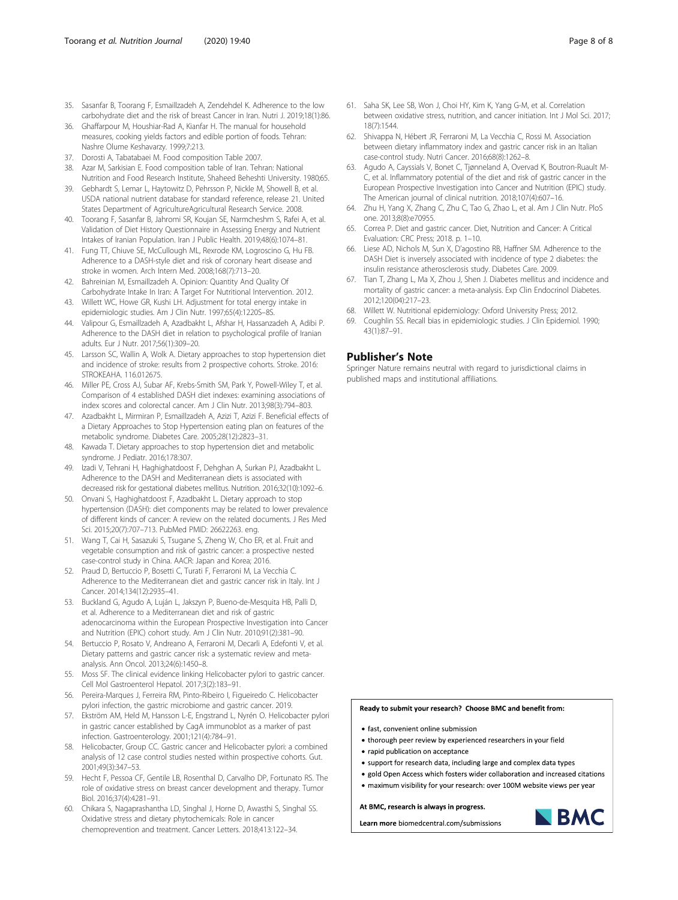35. Sasanfar B, Toorang F, Esmaillzadeh A, Zendehdel K. Adherence to the low carbohydrate diet and the risk of breast Cancer in Iran. Nutri J. 2019;18(1):86.
36. Ghaffarpour M, Houshiar-Rad A, Kianfar H. The manual for household measures, cooking yields factors and edible portion of foods. Tehran: Nashre Olume Keshavarzy. 1999;7:213.
37. Dorosti A, Tabatabaei M. Food composition Table 2007.
38. Azar M, Sarkisian E. Food composition table of Iran. Tehran: National Nutrition and Food Research Institute, Shaheed Beheshti University. 1980;65.
39. Gebhardt S, Lemar L, Haytowitz D, Pehrsson P, Nickle M, Showell B, et al. USDA national nutrient database for standard reference, release 21. United States Department of AgricultureAgricultural Research Service. 2008.
40. Toorang F, Sasanfar B, Jahromi SR, Koujan SE, Narmcheshm S, Rafei A, et al. Validation of Diet History Questionnaire in Assessing Energy and Nutrient Intakes of Iranian Population. Iran J Public Health. 2019;48(6):1074–81.
41. Fung TT, Chiuve SE, McCullough ML, Rexrode KM, Logroscino G, Hu FB. Adherence to a DASH-style diet and risk of coronary heart disease and stroke in women. Arch Intern Med. 2008;168(7):713–20.
42. Bahreinian M, Esmaillzadeh A. Opinion: Quantity And Quality Of Carbohydrate Intake In Iran: A Target For Nutritional Intervention. 2012.
43. Willett WC, Howe GR, Kushi LH. Adjustment for total energy intake in epidemiologic studies. Am J Clin Nutr. 1997;65(4):1220S–8S.
44. Valipour G, Esmaillzadeh A, Azadbakht L, Afshar H, Hassanzadeh A, Adibi P. Adherence to the DASH diet in relation to psychological profile of Iranian adults. Eur J Nutr. 2017;56(1):309–20.
45. Larsson SC, Wallin A, Wolk A. Dietary approaches to stop hypertension diet and incidence of stroke: results from 2 prospective cohorts. Stroke. 2016: STROKEAHA. 116.012675.
46. Miller PE, Cross AJ, Subar AF, Krebs-Smith SM, Park Y, Powell-Wiley T, et al. Comparison of 4 established DASH diet indexes: examining associations of index scores and colorectal cancer. Am J Clin Nutr. 2013;98(3):794–803.
47. Azadbakht L, Mirmiran P, Esmaillzadeh A, Azizi T, Azizi F. Beneficial effects of a Dietary Approaches to Stop Hypertension eating plan on features of the metabolic syndrome. Diabetes Care. 2005;28(12):2823–31.
48. Kawada T. Dietary approaches to stop hypertension diet and metabolic syndrome. J Pediatr. 2016;178:307.
49. Izadi V, Tehrani H, Haghighatdoost F, Dehghan A, Surkan PJ, Azadbakht L. Adherence to the DASH and Mediterranean diets is associated with decreased risk for gestational diabetes mellitus. Nutrition. 2016;32(10):1092–6.
50. Onvani S, Haghighatdoost F, Azadbakht L. Dietary approach to stop hypertension (DASH): diet components may be related to lower prevalence of different kinds of cancer: A review on the related documents. J Res Med Sci. 2015;20(7):707–713. PubMed PMID: 26622263. eng.
51. Wang T, Cai H, Sasazuki S, Tsugane S, Zheng W, Cho ER, et al. Fruit and vegetable consumption and risk of gastric cancer: a prospective nested case-control study in China. AACR: Japan and Korea; 2016.
52. Praud D, Bertuccio P, Bosetti C, Turati F, Ferraroni M, La Vecchia C. Adherence to the Mediterranean diet and gastric cancer risk in Italy. Int J Cancer. 2014;134(12):2935–41.
53. Buckland G, Agudo A, Luján L, Jakszyn P, Bueno-de-Mesquita HB, Palli D, et al. Adherence to a Mediterranean diet and risk of gastric adenocarcinoma within the European Prospective Investigation into Cancer and Nutrition (EPIC) cohort study. Am J Clin Nutr. 2010;91(2):381–90.
54. Bertuccio P, Rosato V, Andreano A, Ferraroni M, Decarli A, Edefonti V, et al. Dietary patterns and gastric cancer risk: a systematic review and meta-analysis. Ann Oncol. 2013;24(6):1450–8.
55. Moss SF. The clinical evidence linking Helicobacter pylori to gastric cancer. Cell Mol Gastroenterol Hepatol. 2017;3(2):183–91.
56. Pereira-Marques J, Ferreira RM, Pinto-Ribeiro I, Figueiredo C. Helicobacter pylori infection, the gastric microbiome and gastric cancer. 2019.
57. Ekström AM, Held M, Hansson L-E, Engstrand L, Nyrén O. Helicobacter pylori in gastric cancer established by CagA immunoblot as a marker of past infection. Gastroenterology. 2001;121(4):784–91.
58. Helicobacter, Group CC. Gastric cancer and Helicobacter pylori: a combined analysis of 12 case control studies nested within prospective cohorts. Gut. 2001;49(3):347–53.
59. Hecht F, Pessoa CF, Gentile LB, Rosenthal D, Carvalho DP, Fortunato RS. The role of oxidative stress on breast cancer development and therapy. Tumor Biol. 2016;37(4):4281–91.
60. Chikara S, Nagaprashantha LD, Singhal J, Horne D, Awasthi S, Singhal SS. Oxidative stress and dietary phytochemicals: Role in cancer chemoprevention and treatment. Cancer Letters. 2018;413:122–34.
61. Saha SK, Lee SB, Won J, Choi HY, Kim K, Yang G-M, et al. Correlation between oxidative stress, nutrition, and cancer initiation. Int J Mol Sci. 2017; 18(7):1544.
62. Shivappa N, Hébert JR, Ferraroni M, La Vecchia C, Rossi M. Association between dietary inflammatory index and gastric cancer risk in an Italian case-control study. Nutri Cancer. 2016;68(8):1262–8.
63. Agudo A, Cayssials V, Bonet C, Tjønneland A, Overvad K, Boutron-Ruault M-C, et al. Inflammatory potential of the diet and risk of gastric cancer in the European Prospective Investigation into Cancer and Nutrition (EPIC) study. The American journal of clinical nutrition. 2018;107(4):607–16.
64. Zhu H, Yang X, Zhang C, Zhu C, Tao G, Zhao L, et al. Am J Clin Nutr. PloS one. 2013;8(8):e70955.
65. Correa P. Diet and gastric cancer. Diet, Nutrition and Cancer: A Critical Evaluation: CRC Press; 2018. p. 1–10.
66. Liese AD, Nichols M, Sun X, D'agostino RB, Haffner SM. Adherence to the DASH Diet is inversely associated with incidence of type 2 diabetes: the insulin resistance atherosclerosis study. Diabetes Care. 2009.
67. Tian T, Zhang L, Ma X, Zhou J, Shen J. Diabetes mellitus and incidence and mortality of gastric cancer: a meta-analysis. Exp Clin Endocrinol Diabetes. 2012;120(04):217–23.
68. Willett W. Nutritional epidemiology: Oxford University Press; 2012.
69. Coughlin SS. Recall bias in epidemiologic studies. J Clin Epidemiol. 1990; 43(1):87–91.

## Publisher's Note

Springer Nature remains neutral with regard to jurisdictional claims in published maps and institutional affiliations.

**Ready to submit your research? Choose BMC and benefit from:**

- fast, convenient online submission
- thorough peer review by experienced researchers in your field
- rapid publication on acceptance
- support for research data, including large and complex data types
- gold Open Access which fosters wider collaboration and increased citations
- maximum visibility for your research: over 100M website views per year

**At BMC, research is always in progress.**

**Learn more** biomedcentral.com/submissions

BMC